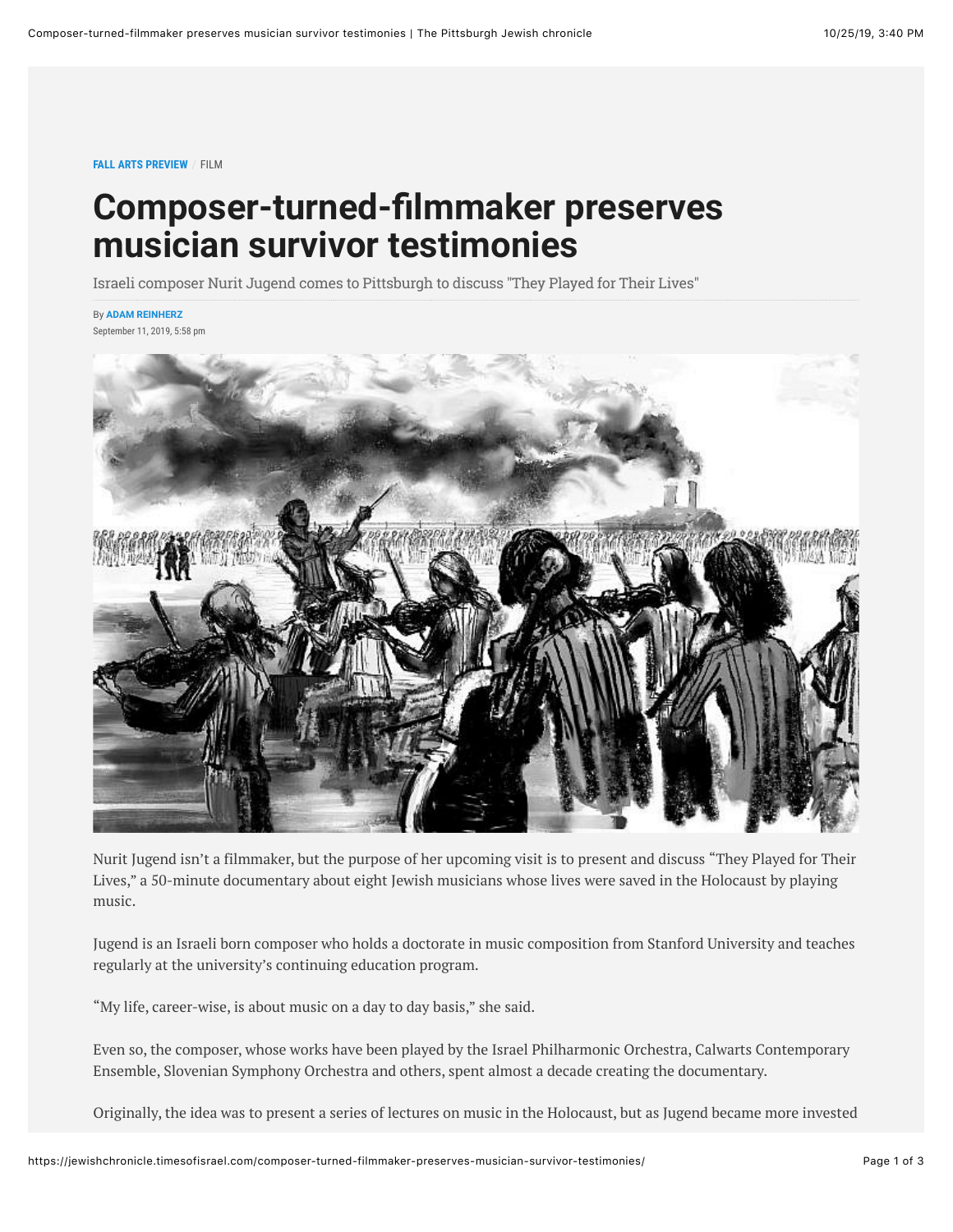FALL ARTS PREVIEW / FILM

# Composer-turned-filmmaker preserves musician survivor testimonies

Israeli composer Nurit Jugend comes to Pittsburgh to discuss "They Played for Their Lives"

By **ADAM REINHERZ**

September 11, 2019, 5:58 pm

Nurit Jugend isn't a filmmaker, but the purpose of her upcoming visit is to present and discuss "They Played for Their Lives," a 50-minute documentary about eight Jewish musicians whose lives were saved in the Holocaust by playing music.

Jugend is an Israeli born composer who holds a doctorate in music composition from Stanford University and teaches regularly at the university's continuing education program.

"My life, career-wise, is about music on a day to day basis," she said.

Even so, the composer, whose works have been played by the Israel Philharmonic Orchestra, Calwarts Contemporary Ensemble, Slovenian Symphony Orchestra and others, spent almost a decade creating the documentary.

Originally, the idea was to present a series of lectures on music in the Holocaust, but as Jugend became more invested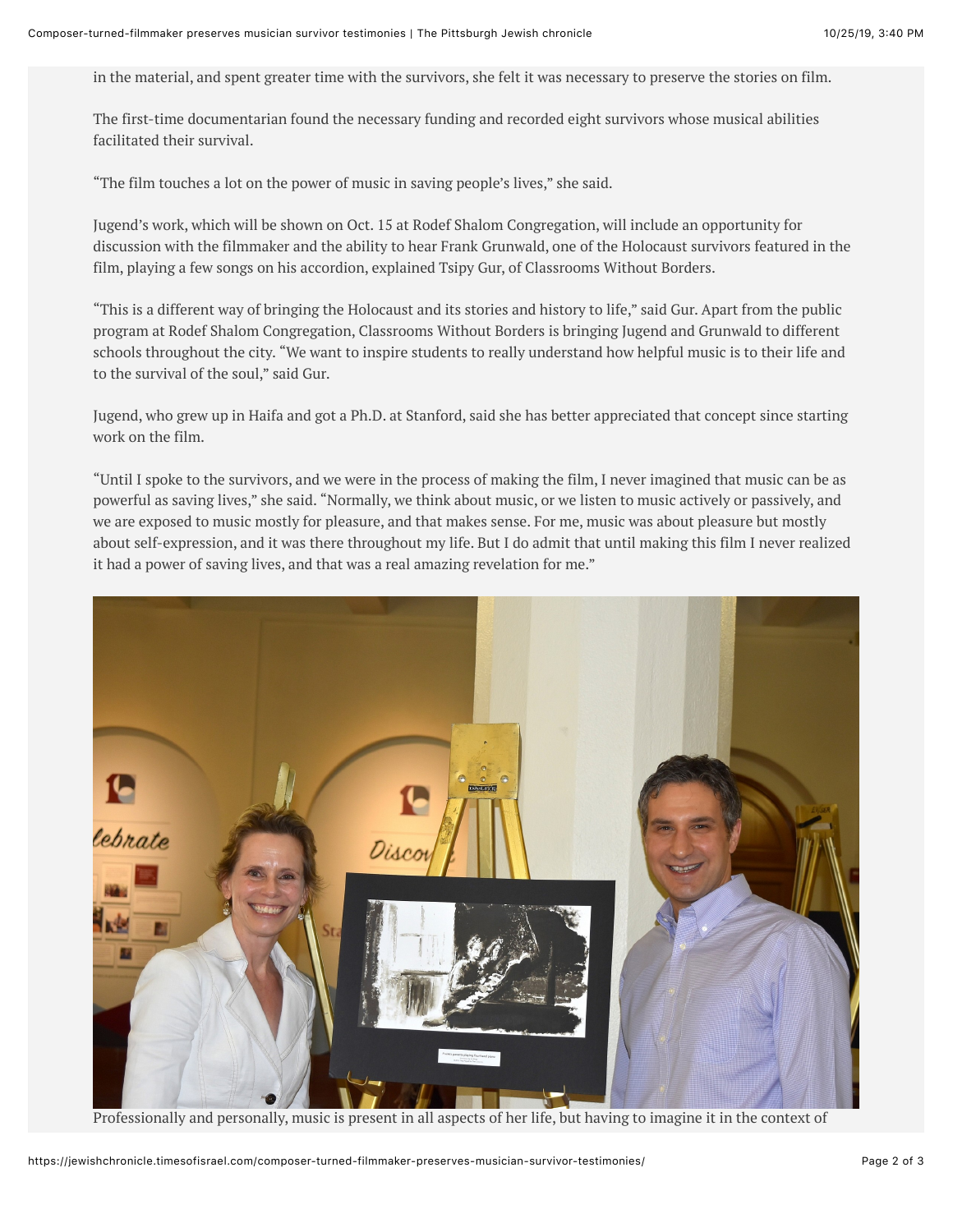in the material, and spent greater time with the survivors, she felt it was necessary to preserve the stories on film.

The first-time documentarian found the necessary funding and recorded eight survivors whose musical abilities facilitated their survival.

"The film touches a lot on the power of music in saving people's lives," she said.

Jugend's work, which will be shown on Oct. 15 at Rodef Shalom Congregation, will include an opportunity for discussion with the filmmaker and the ability to hear Frank Grunwald, one of the Holocaust survivors featured in the film, playing a few songs on his accordion, explained Tsipy Gur, of Classrooms Without Borders.

"This is a different way of bringing the Holocaust and its stories and history to life," said Gur. Apart from the public program at Rodef Shalom Congregation, Classrooms Without Borders is bringing Jugend and Grunwald to different schools throughout the city. "We want to inspire students to really understand how helpful music is to their life and to the survival of the soul," said Gur.

Jugend, who grew up in Haifa and got a Ph.D. at Stanford, said she has better appreciated that concept since starting work on the film.

"Until I spoke to the survivors, and we were in the process of making the film, I never imagined that music can be as powerful as saving lives," she said. "Normally, we think about music, or we listen to music actively or passively, and we are exposed to music mostly for pleasure, and that makes sense. For me, music was about pleasure but mostly about self-expression, and it was there throughout my life. But I do admit that until making this film I never realized it had a power of saving lives, and that was a real amazing revelation for me."

Professionally and personally, music is present in all aspects of her life, but having to imagine it in the context of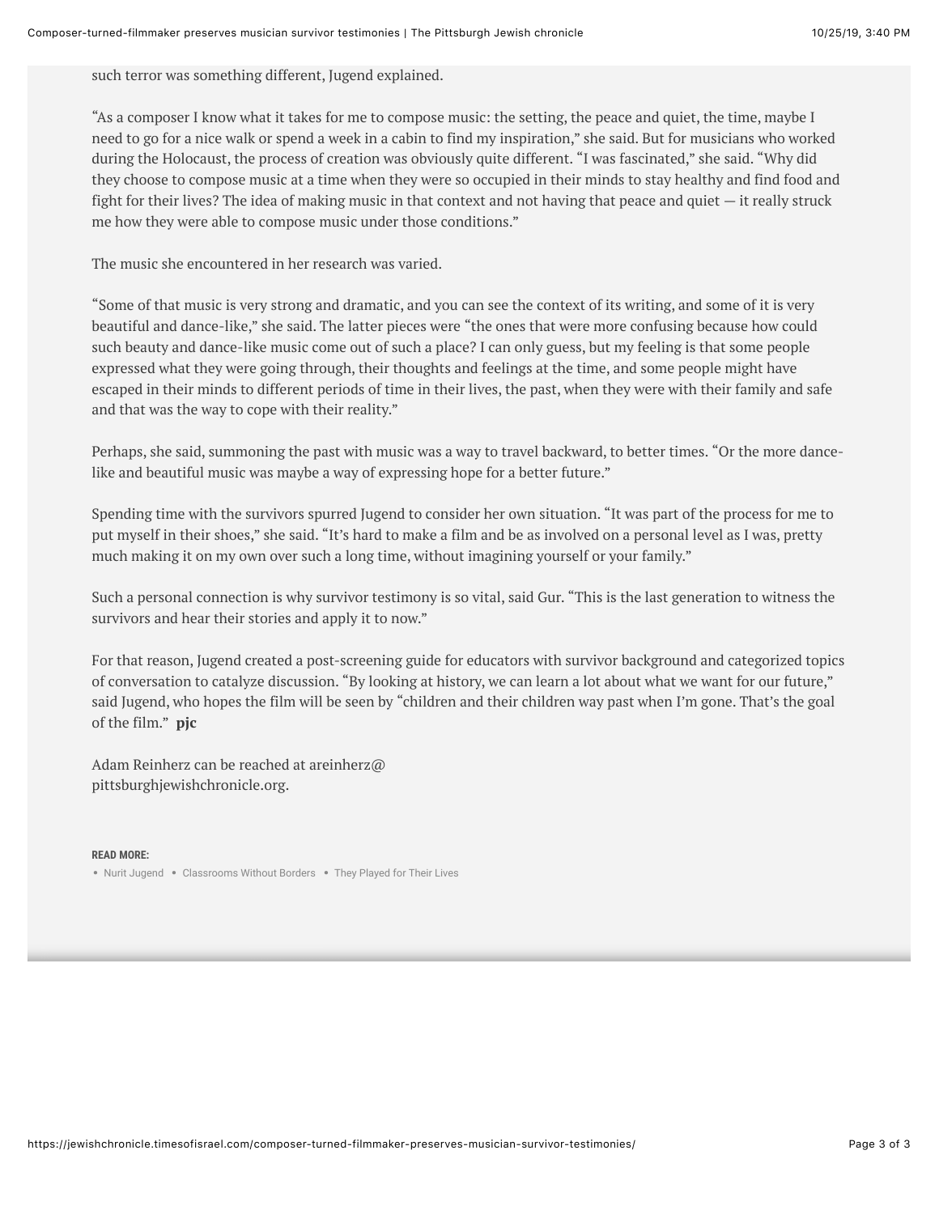such terror was something different, Jugend explained.

"As a composer I know what it takes for me to compose music: the setting, the peace and quiet, the time, maybe I need to go for a nice walk or spend a week in a cabin to find my inspiration," she said. But for musicians who worked during the Holocaust, the process of creation was obviously quite different. "I was fascinated," she said. "Why did they choose to compose music at a time when they were so occupied in their minds to stay healthy and find food and fight for their lives? The idea of making music in that context and not having that peace and quiet — it really struck me how they were able to compose music under those conditions."

The music she encountered in her research was varied.

"Some of that music is very strong and dramatic, and you can see the context of its writing, and some of it is very beautiful and dance-like," she said. The latter pieces were "the ones that were more confusing because how could such beauty and dance-like music come out of such a place? I can only guess, but my feeling is that some people expressed what they were going through, their thoughts and feelings at the time, and some people might have escaped in their minds to different periods of time in their lives, the past, when they were with their family and safe and that was the way to cope with their reality."

Perhaps, she said, summoning the past with music was a way to travel backward, to better times. "Or the more dance-like and beautiful music was maybe a way of expressing hope for a better future."

Spending time with the survivors spurred Jugend to consider her own situation. "It was part of the process for me to put myself in their shoes," she said. "It's hard to make a film and be as involved on a personal level as I was, pretty much making it on my own over such a long time, without imagining yourself or your family."

Such a personal connection is why survivor testimony is so vital, said Gur. "This is the last generation to witness the survivors and hear their stories and apply it to now."

For that reason, Jugend created a post-screening guide for educators with survivor background and categorized topics of conversation to catalyze discussion. "By looking at history, we can learn a lot about what we want for our future," said Jugend, who hopes the film will be seen by "children and their children way past when I'm gone. That's the goal of the film." **pjc**

Adam Reinherz can be reached at areinherz@pittsburghjewishchronicle.org.

**READ MORE:**

- Nurit Jugend
- Classrooms Without Borders
- They Played for Their Lives